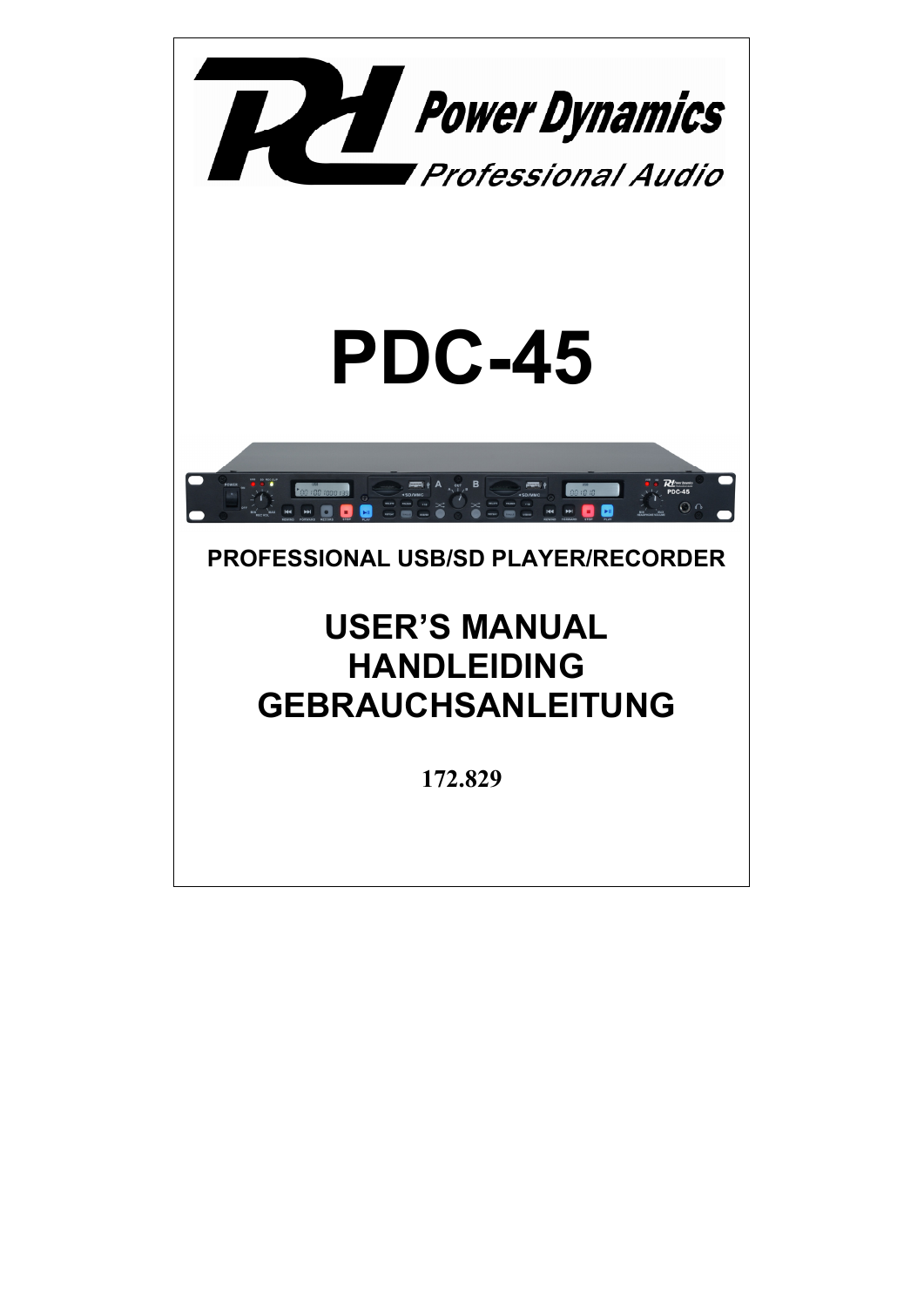Power Dynamics

Professional Audio

# PDC-45

**PROFESSIONAL USB/SD PLAYER/RECORDER**

## USER'S MANUAL
## HANDLEIDING
## GEBRAUCHSANLEITUNG

**172.829**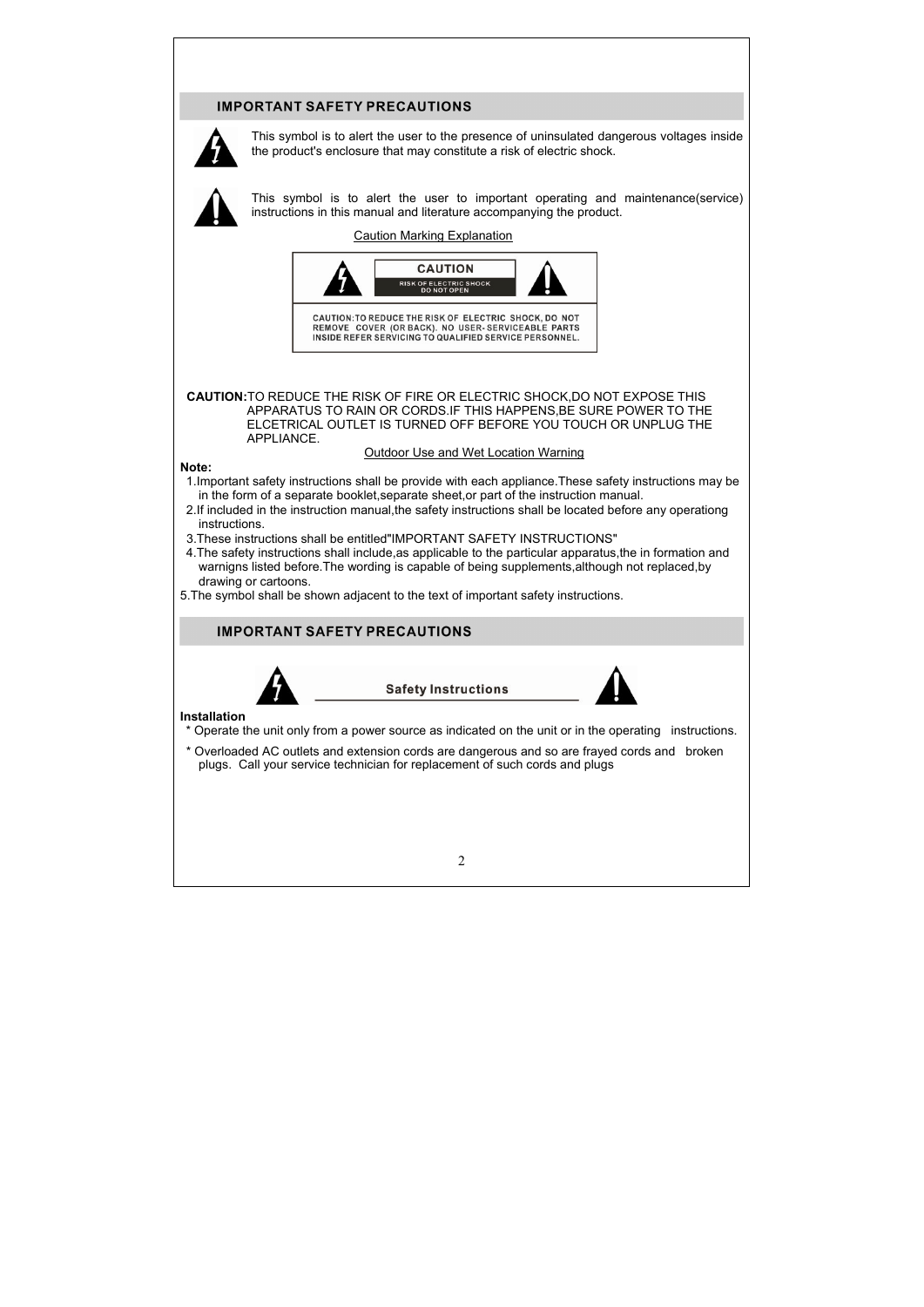## IMPORTANT SAFETY PRECAUTIONS

This symbol is to alert the user to the presence of uninsulated dangerous voltages inside the product's enclosure that may constitute a risk of electric shock.

This symbol is to alert the user to important operating and maintenance(service) instructions in this manual and literature accompanying the product.

Caution Marking Explanation

**CAUTION**
RISK OF ELECTRIC SHOCK
DO NOT OPEN

CAUTION: TO REDUCE THE RISK OF ELECTRIC SHOCK, DO NOT REMOVE COVER (OR BACK). NO USER-SERVICEABLE PARTS INSIDE REFER SERVICING TO QUALIFIED SERVICE PERSONNEL.

**CAUTION:** TO REDUCE THE RISK OF FIRE OR ELECTRIC SHOCK,DO NOT EXPOSE THIS APPARATUS TO RAIN OR CORDS.IF THIS HAPPENS,BE SURE POWER TO THE ELCETRICAL OUTLET IS TURNED OFF BEFORE YOU TOUCH OR UNPLUG THE APPLIANCE.

Outdoor Use and Wet Location Warning

**Note:**

1.Important safety instructions shall be provide with each appliance.These safety instructions may be in the form of a separate booklet,separate sheet,or part of the instruction manual.
2.If included in the instruction manual,the safety instructions shall be located before any operationg instructions.
3.These instructions shall be entitled"IMPORTANT SAFETY INSTRUCTIONS"
4.The safety instructions shall include,as applicable to the particular apparatus,the in formation and warnigns listed before.The wording is capable of being supplements,although not replaced,by drawing or cartoons.
5.The symbol shall be shown adjacent to the text of important safety instructions.

## IMPORTANT SAFETY PRECAUTIONS

### Safety Instructions

**Installation**

* Operate the unit only from a power source as indicated on the unit or in the operating instructions.
* Overloaded AC outlets and extension cords are dangerous and so are frayed cords and broken plugs. Call your service technician for replacement of such cords and plugs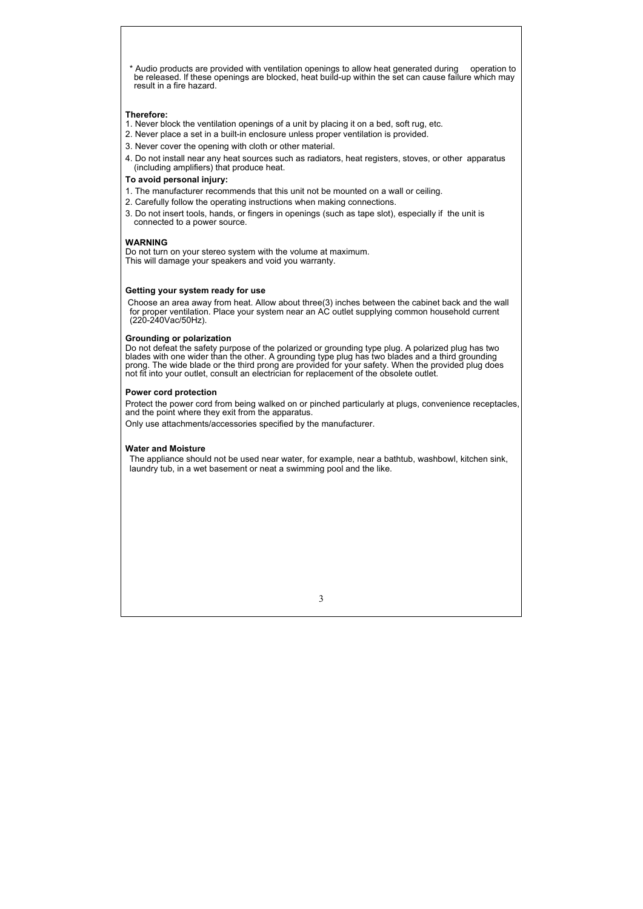* Audio products are provided with ventilation openings to allow heat generated during operation to be released. If these openings are blocked, heat build-up within the set can cause failure which may result in a fire hazard.

**Therefore:**

1. Never block the ventilation openings of a unit by placing it on a bed, soft rug, etc.
2. Never place a set in a built-in enclosure unless proper ventilation is provided.
3. Never cover the opening with cloth or other material.
4. Do not install near any heat sources such as radiators, heat registers, stoves, or other apparatus (including amplifiers) that produce heat.

**To avoid personal injury:**

1. The manufacturer recommends that this unit not be mounted on a wall or ceiling.
2. Carefully follow the operating instructions when making connections.
3. Do not insert tools, hands, or fingers in openings (such as tape slot), especially if the unit is connected to a power source.

**WARNING**

Do not turn on your stereo system with the volume at maximum.
This will damage your speakers and void you warranty.

**Getting your system ready for use**

Choose an area away from heat. Allow about three(3) inches between the cabinet back and the wall for proper ventilation. Place your system near an AC outlet supplying common household current (220-240Vac/50Hz).

**Grounding or polarization**

Do not defeat the safety purpose of the polarized or grounding type plug. A polarized plug has two blades with one wider than the other. A grounding type plug has two blades and a third grounding prong. The wide blade or the third prong are provided for your safety. When the provided plug does not fit into your outlet, consult an electrician for replacement of the obsolete outlet.

**Power cord protection**

Protect the power cord from being walked on or pinched particularly at plugs, convenience receptacles, and the point where they exit from the apparatus.

Only use attachments/accessories specified by the manufacturer.

**Water and Moisture**

The appliance should not be used near water, for example, near a bathtub, washbowl, kitchen sink, laundry tub, in a wet basement or neat a swimming pool and the like.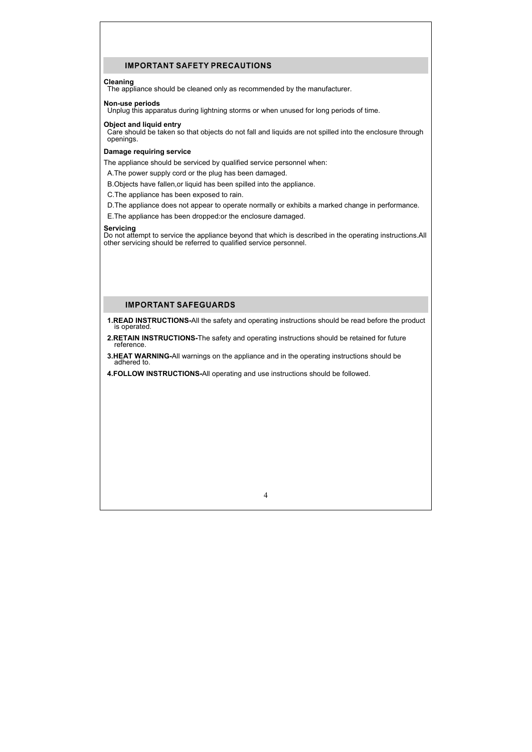## IMPORTANT SAFETY PRECAUTIONS

**Cleaning**
The appliance should be cleaned only as recommended by the manufacturer.

**Non-use periods**
Unplug this apparatus during lightning storms or when unused for long periods of time.

**Object and liquid entry**
Care should be taken so that objects do not fall and liquids are not spilled into the enclosure through openings.

**Damage requiring service**

The appliance should be serviced by qualified service personnel when:

A.The power supply cord or the plug has been damaged.

B.Objects have fallen,or liquid has been spilled into the appliance.

C.The appliance has been exposed to rain.

D.The appliance does not appear to operate normally or exhibits a marked change in performance.

E.The appliance has been dropped:or the enclosure damaged.

**Servicing**
Do not attempt to service the appliance beyond that which is described in the operating instructions.All other servicing should be referred to qualified service personnel.

## IMPORTANT SAFEGUARDS

**1.READ INSTRUCTIONS-**All the safety and operating instructions should be read before the product is operated.

**2.RETAIN INSTRUCTIONS-**The safety and operating instructions should be retained for future reference.

**3.HEAT WARNING-**All warnings on the appliance and in the operating instructions should be adhered to.

**4.FOLLOW INSTRUCTIONS-**All operating and use instructions should be followed.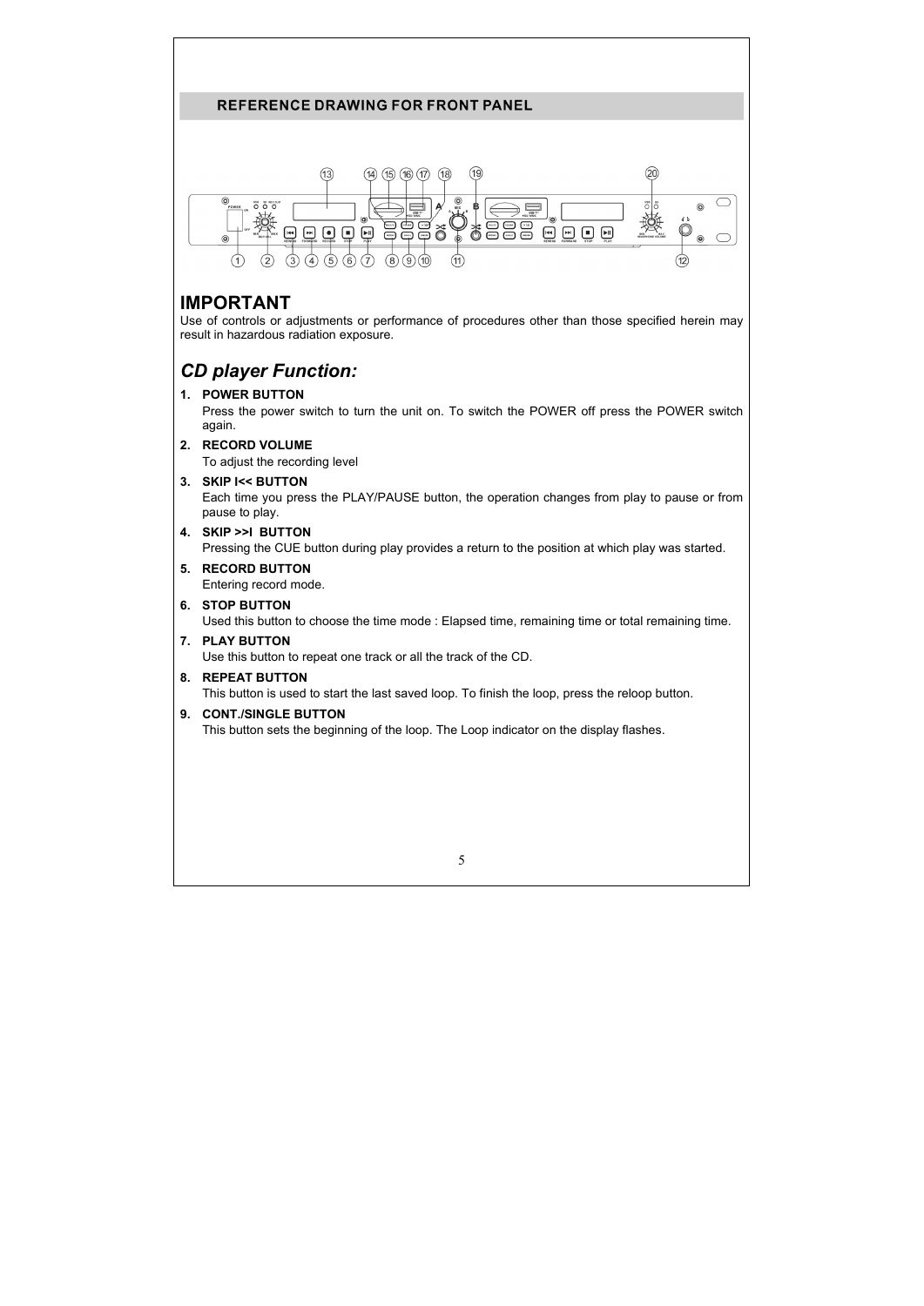## REFERENCE DRAWING FOR FRONT PANEL

# IMPORTANT

Use of controls or adjustments or performance of procedures other than those specified herein may result in hazardous radiation exposure.

## *CD player Function:*

1. **POWER BUTTON**
   Press the power switch to turn the unit on. To switch the POWER off press the POWER switch again.
2. **RECORD VOLUME**
   To adjust the recording level
3. **SKIP I<< BUTTON**
   Each time you press the PLAY/PAUSE button, the operation changes from play to pause or from pause to play.
4. **SKIP >>I BUTTON**
   Pressing the CUE button during play provides a return to the position at which play was started.
5. **RECORD BUTTON**
   Entering record mode.
6. **STOP BUTTON**
   Used this button to choose the time mode : Elapsed time, remaining time or total remaining time.
7. **PLAY BUTTON**
   Use this button to repeat one track or all the track of the CD.
8. **REPEAT BUTTON**
   This button is used to start the last saved loop. To finish the loop, press the reloop button.
9. **CONT./SINGLE BUTTON**
   This button sets the beginning of the loop. The Loop indicator on the display flashes.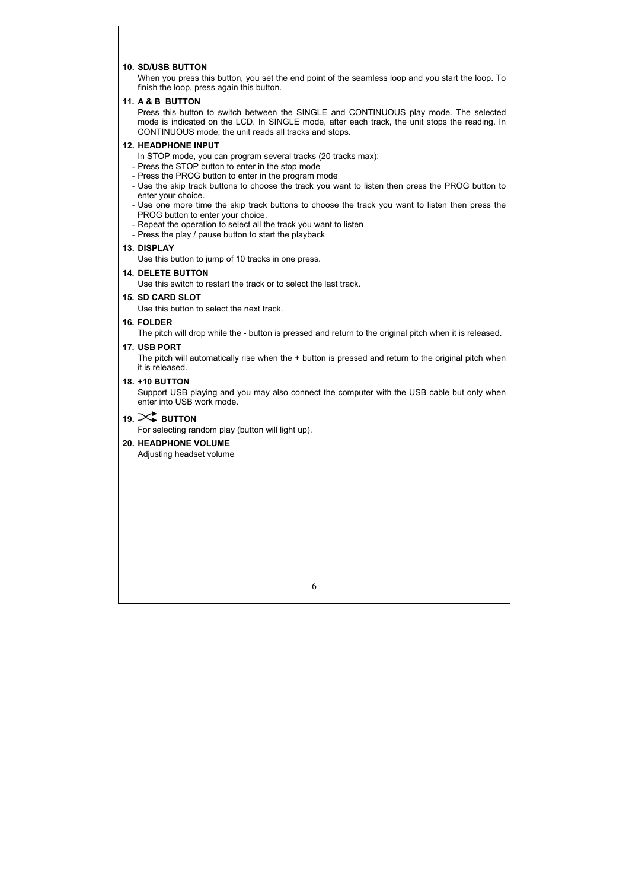**10. SD/USB BUTTON**

When you press this button, you set the end point of the seamless loop and you start the loop. To finish the loop, press again this button.

**11. A & B BUTTON**

Press this button to switch between the SINGLE and CONTINUOUS play mode. The selected mode is indicated on the LCD. In SINGLE mode, after each track, the unit stops the reading. In CONTINUOUS mode, the unit reads all tracks and stops.

**12. HEADPHONE INPUT**

In STOP mode, you can program several tracks (20 tracks max):

- Press the STOP button to enter in the stop mode
- Press the PROG button to enter in the program mode
- Use the skip track buttons to choose the track you want to listen then press the PROG button to enter your choice.
- Use one more time the skip track buttons to choose the track you want to listen then press the PROG button to enter your choice.
- Repeat the operation to select all the track you want to listen
- Press the play / pause button to start the playback

**13. DISPLAY**

Use this button to jump of 10 tracks in one press.

**14. DELETE BUTTON**

Use this switch to restart the track or to select the last track.

**15. SD CARD SLOT**

Use this button to select the next track.

**16. FOLDER**

The pitch will drop while the - button is pressed and return to the original pitch when it is released.

**17. USB PORT**

The pitch will automatically rise when the + button is pressed and return to the original pitch when it is released.

**18. +10 BUTTON**

Support USB playing and you may also connect the computer with the USB cable but only when enter into USB work mode.

**19. ⤨ BUTTON**

For selecting random play (button will light up).

**20. HEADPHONE VOLUME**

Adjusting headset volume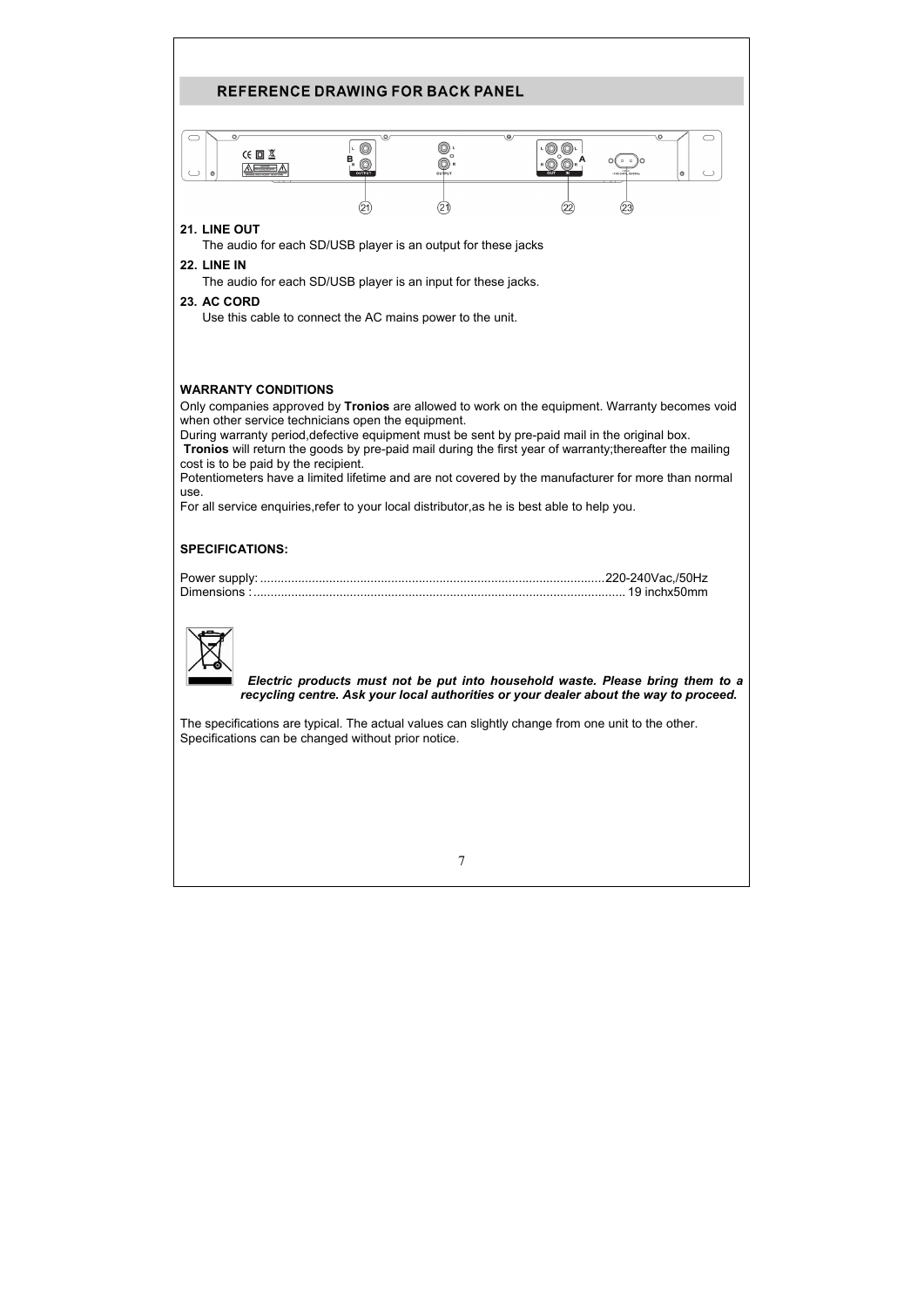## REFERENCE DRAWING FOR BACK PANEL

**21. LINE OUT**

The audio for each SD/USB player is an output for these jacks

**22. LINE IN**

The audio for each SD/USB player is an input for these jacks.

**23. AC CORD**

Use this cable to connect the AC mains power to the unit.

**WARRANTY CONDITIONS**

Only companies approved by **Tronios** are allowed to work on the equipment. Warranty becomes void when other service technicians open the equipment.
During warranty period,defective equipment must be sent by pre-paid mail in the original box.
**Tronios** will return the goods by pre-paid mail during the first year of warranty;thereafter the mailing cost is to be paid by the recipient.
Potentiometers have a limited lifetime and are not covered by the manufacturer for more than normal use.
For all service enquiries,refer to your local distributor,as he is best able to help you.

**SPECIFICATIONS:**

Power supply: ....................................................................................................220-240Vac,/50Hz
Dimensions :.......................................................................................................... 19 inchx50mm

***Electric products must not be put into household waste. Please bring them to a recycling centre. Ask your local authorities or your dealer about the way to proceed.***

The specifications are typical. The actual values can slightly change from one unit to the other.
Specifications can be changed without prior notice.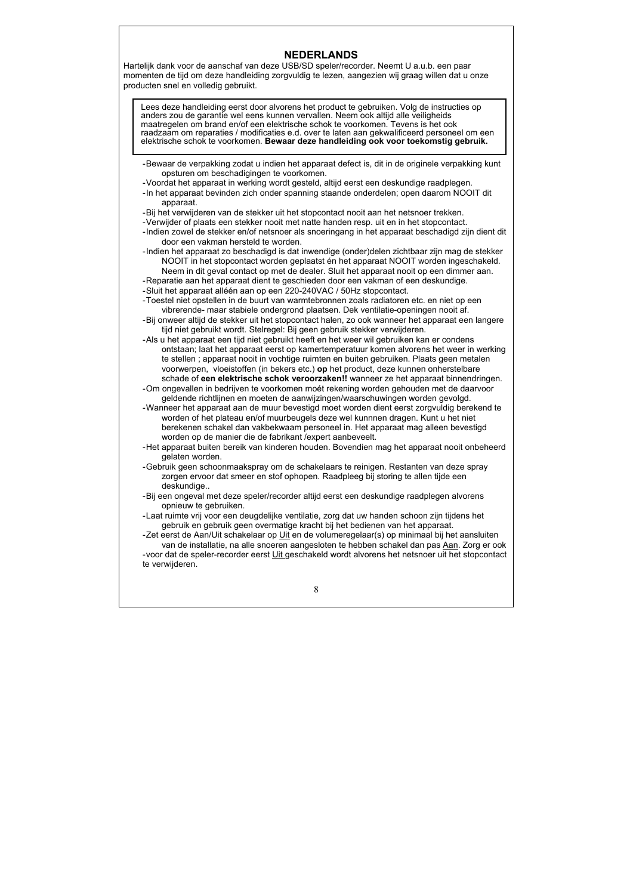# NEDERLANDS

Hartelijk dank voor de aanschaf van deze USB/SD speler/recorder. Neemt U a.u.b. een paar momenten de tijd om deze handleiding zorgvuldig te lezen, aangezien wij graag willen dat u onze producten snel en volledig gebruikt.

> Lees deze handleiding eerst door alvorens het product te gebruiken. Volg de instructies op anders zou de garantie wel eens kunnen vervallen. Neem ook altijd alle veiligheids maatregelen om brand en/of een elektrische schok te voorkomen. Tevens is het ook raadzaam om reparaties / modificaties e.d. over te laten aan gekwalificeerd personeel om een elektrische schok te voorkomen. **Bewaar deze handleiding ook voor toekomstig gebruik.**

- Bewaar de verpakking zodat u indien het apparaat defect is, dit in de originele verpakking kunt opsturen om beschadigingen te voorkomen.
- Voordat het apparaat in werking wordt gesteld, altijd eerst een deskundige raadplegen.
- In het apparaat bevinden zich onder spanning staande onderdelen; open daarom NOOIT dit apparaat.
- Bij het verwijderen van de stekker uit het stopcontact nooit aan het netsnoer trekken.
- Verwijder of plaats een stekker nooit met natte handen resp. uit en in het stopcontact.
- Indien zowel de stekker en/of netsnoer als snoeringang in het apparaat beschadigd zijn dient dit door een vakman hersteld te worden.
- Indien het apparaat zo beschadigd is dat inwendige (onder)delen zichtbaar zijn mag de stekker NOOIT in het stopcontact worden geplaatst én het apparaat NOOIT worden ingeschakeld. Neem in dit geval contact op met de dealer. Sluit het apparaat nooit op een dimmer aan.
- Reparatie aan het apparaat dient te geschieden door een vakman of een deskundige.
- Sluit het apparaat alléén aan op een 220-240VAC / 50Hz stopcontact.
- Toestel niet opstellen in de buurt van warmtebronnen zoals radiatoren etc. en niet op een vibrerende- maar stabiele ondergrond plaatsen. Dek ventilatie-openingen nooit af.
- Bij onweer altijd de stekker uit het stopcontact halen, zo ook wanneer het apparaat een langere tijd niet gebruikt wordt. Stelregel: Bij geen gebruik stekker verwijderen.
- Als u het apparaat een tijd niet gebruikt heeft en het weer wil gebruiken kan er condens ontstaan; laat het apparaat eerst op kamertemperatuur komen alvorens het weer in werking te stellen ; apparaat nooit in vochtige ruimten en buiten gebruiken. Plaats geen metalen voorwerpen, vloeistoffen (in bekers etc.) **op** het product, deze kunnen onherstelbare schade of **een elektrische schok veroorzaken!!** wanneer ze het apparaat binnendringen.
- Om ongevallen in bedrijven te voorkomen moét rekening worden gehouden met de daarvoor geldende richtlijnen en moeten de aanwijzingen/waarschuwingen worden gevolgd.
- Wanneer het apparaat aan de muur bevestigd moet worden dient eerst zorgvuldig berekend te worden of het plateau en/of muurbeugels deze wel kunnnen dragen. Kunt u het niet berekenen schakel dan vakbekwaam personeel in. Het apparaat mag alleen bevestigd worden op de manier die de fabrikant /expert aanbeveelt.
- Het apparaat buiten bereik van kinderen houden. Bovendien mag het apparaat nooit onbeheerd gelaten worden.
- Gebruik geen schoonmaakspray om de schakelaars te reinigen. Restanten van deze spray zorgen ervoor dat smeer en stof ophopen. Raadpleeg bij storing te allen tijde een deskundige..
- Bij een ongeval met deze speler/recorder altijd eerst een deskundige raadplegen alvorens opnieuw te gebruiken.
- Laat ruimte vrij voor een deugdelijke ventilatie, zorg dat uw handen schoon zijn tijdens het gebruik en gebruik geen overmatige kracht bij het bedienen van het apparaat.
- Zet eerst de Aan/Uit schakelaar op <u>Uit</u> en de volumeregelaar(s) op minimaal bij het aansluiten van de installatie, na alle snoeren aangesloten te hebben schakel dan pas <u>Aan</u>. Zorg er ook
- voor dat de speler-recorder eerst <u>Uit</u> geschakeld wordt alvorens het netsnoer uit het stopcontact te verwijderen.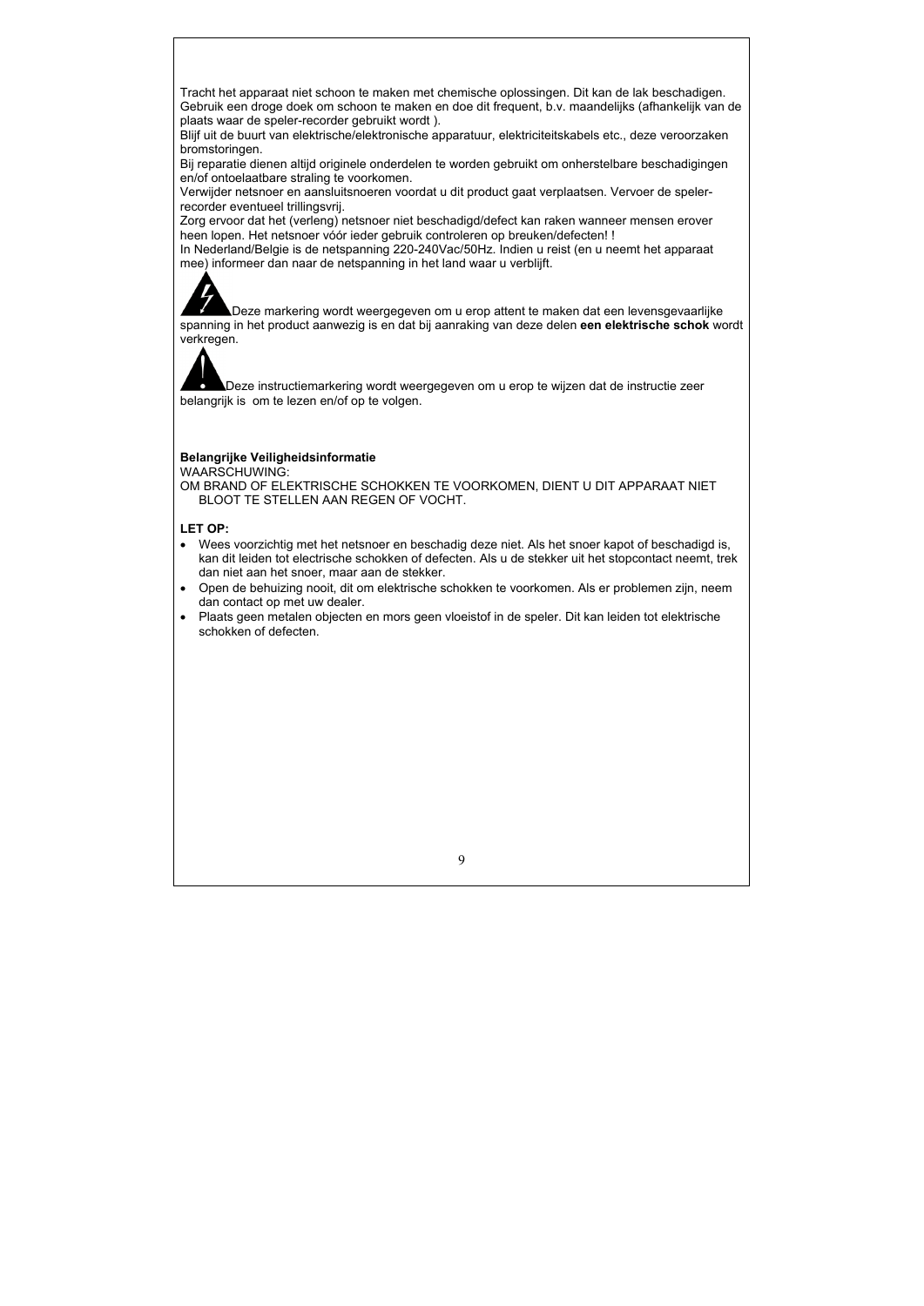Tracht het apparaat niet schoon te maken met chemische oplossingen. Dit kan de lak beschadigen. Gebruik een droge doek om schoon te maken en doe dit frequent, b.v. maandelijks (afhankelijk van de plaats waar de speler-recorder gebruikt wordt ).
Blijf uit de buurt van elektrische/elektronische apparatuur, elektriciteitskabels etc., deze veroorzaken bromstoringen.
Bij reparatie dienen altijd originele onderdelen te worden gebruikt om onherstelbare beschadigingen en/of ontoelaatbare straling te voorkomen.
Verwijder netsnoer en aansluitsnoeren voordat u dit product gaat verplaatsen. Vervoer de speler-recorder eventueel trillingsvrij.
Zorg ervoor dat het (verleng) netsnoer niet beschadigd/defect kan raken wanneer mensen erover heen lopen. Het netsnoer vóór ieder gebruik controleren op breuken/defecten! !
In Nederland/Belgie is de netspanning 220-240Vac/50Hz. Indien u reist (en u neemt het apparaat mee) informeer dan naar de netspanning in het land waar u verblijft.

Deze markering wordt weergegeven om u erop attent te maken dat een levensgevaarlijke spanning in het product aanwezig is en dat bij aanraking van deze delen **een elektrische schok** wordt verkregen.

Deze instructiemarkering wordt weergegeven om u erop te wijzen dat de instructie zeer belangrijk is om te lezen en/of op te volgen.

**Belangrijke Veiligheidsinformatie**

WAARSCHUWING:

OM BRAND OF ELEKTRISCHE SCHOKKEN TE VOORKOMEN, DIENT U DIT APPARAAT NIET BLOOT TE STELLEN AAN REGEN OF VOCHT.

**LET OP:**

- Wees voorzichtig met het netsnoer en beschadig deze niet. Als het snoer kapot of beschadigd is, kan dit leiden tot electrische schokken of defecten. Als u de stekker uit het stopcontact neemt, trek dan niet aan het snoer, maar aan de stekker.
- Open de behuizing nooit, dit om elektrische schokken te voorkomen. Als er problemen zijn, neem dan contact op met uw dealer.
- Plaats geen metalen objecten en mors geen vloeistof in de speler. Dit kan leiden tot elektrische schokken of defecten.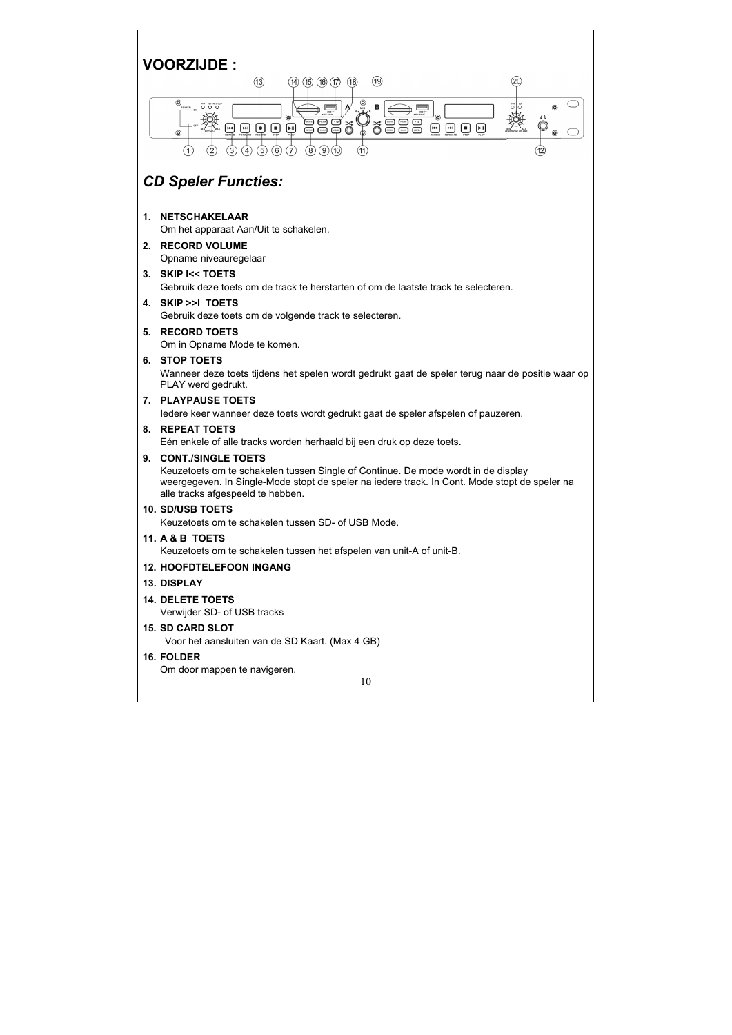# VOORZIJDE :

## *CD Speler Functies:*

1. **NETSCHAKELAAR**
   Om het apparaat Aan/Uit te schakelen.
2. **RECORD VOLUME**
   Opname niveauregelaar
3. **SKIP I<< TOETS**
   Gebruik deze toets om de track te herstarten of om de laatste track te selecteren.
4. **SKIP >>I TOETS**
   Gebruik deze toets om de volgende track te selecteren.
5. **RECORD TOETS**
   Om in Opname Mode te komen.
6. **STOP TOETS**
   Wanneer deze toets tijdens het spelen wordt gedrukt gaat de speler terug naar de positie waar op PLAY werd gedrukt.
7. **PLAYPAUSE TOETS**
   Iedere keer wanneer deze toets wordt gedrukt gaat de speler afspelen of pauzeren.
8. **REPEAT TOETS**
   Eén enkele of alle tracks worden herhaald bij een druk op deze toets.
9. **CONT./SINGLE TOETS**
   Keuzetoets om te schakelen tussen Single of Continue. De mode wordt in de display weergegeven. In Single-Mode stopt de speler na iedere track. In Cont. Mode stopt de speler na alle tracks afgespeeld te hebben.
10. **SD/USB TOETS**
    Keuzetoets om te schakelen tussen SD- of USB Mode.
11. **A & B TOETS**
    Keuzetoets om te schakelen tussen het afspelen van unit-A of unit-B.
12. **HOOFDTELEFOON INGANG**
13. **DISPLAY**
14. **DELETE TOETS**
    Verwijder SD- of USB tracks
15. **SD CARD SLOT**
    Voor het aansluiten van de SD Kaart. (Max 4 GB)
16. **FOLDER**
    Om door mappen te navigeren.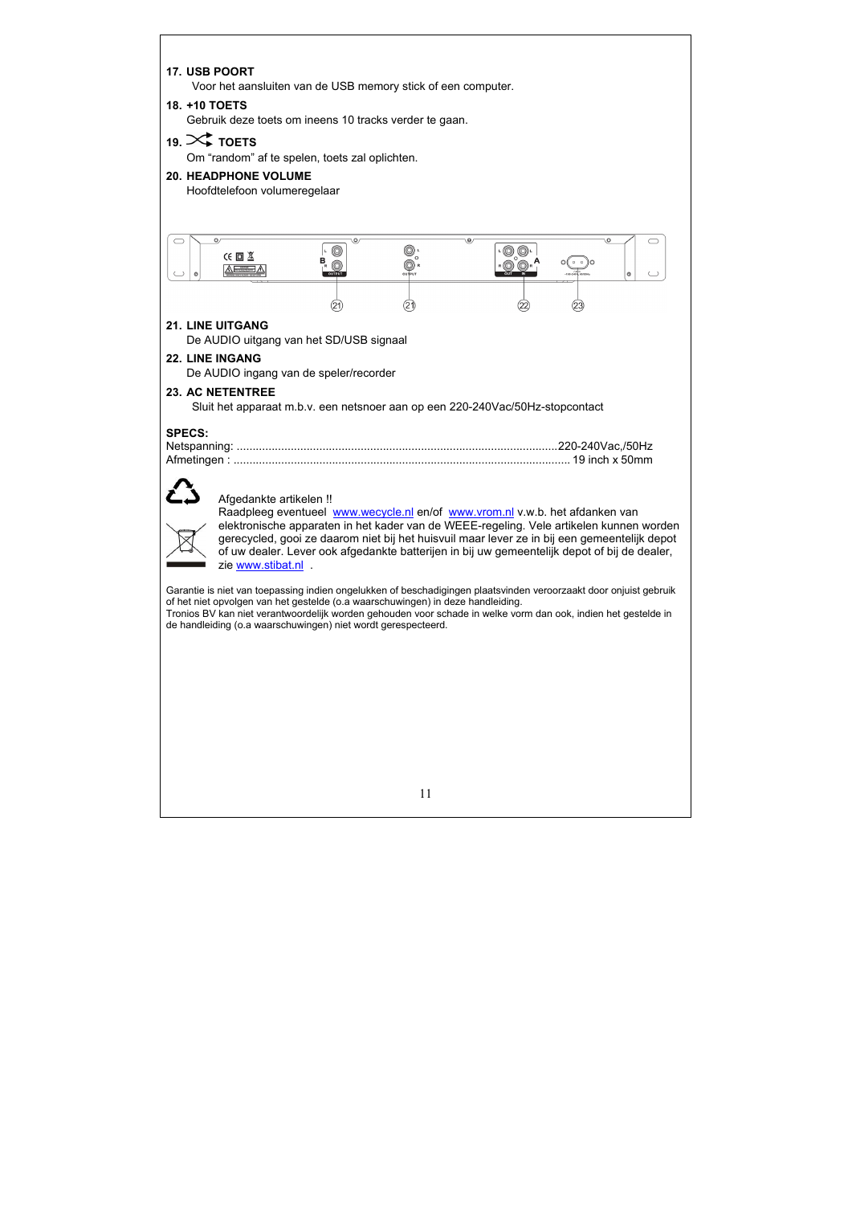**17. USB POORT**

Voor het aansluiten van de USB memory stick of een computer.

**18. +10 TOETS**

Gebruik deze toets om ineens 10 tracks verder te gaan.

**19. ⤮ TOETS**

Om “random” af te spelen, toets zal oplichten.

**20. HEADPHONE VOLUME**

Hoofdtelefoon volumeregelaar

**21. LINE UITGANG**

De AUDIO uitgang van het SD/USB signaal

**22. LINE INGANG**

De AUDIO ingang van de speler/recorder

**23. AC NETENTREE**

Sluit het apparaat m.b.v. een netsnoer aan op een 220-240Vac/50Hz-stopcontact

**SPECS:**

Netspanning: ....................................................................................................220-240Vac,/50Hz
Afmetingen : ........................................................................................................ 19 inch x 50mm

Afgedankte artikelen !!
Raadpleeg eventueel www.wecycle.nl en/of www.vrom.nl v.w.b. het afdanken van elektronische apparaten in het kader van de WEEE-regeling. Vele artikelen kunnen worden gerecycled, gooi ze daarom niet bij het huisvuil maar lever ze in bij een gemeentelijk depot of uw dealer. Lever ook afgedankte batterijen in bij uw gemeentelijk depot of bij de dealer, zie www.stibat.nl .

Garantie is niet van toepassing indien ongelukken of beschadigingen plaatsvinden veroorzaakt door onjuist gebruik of het niet opvolgen van het gestelde (o.a waarschuwingen) in deze handleiding.
Tronios BV kan niet verantwoordelijk worden gehouden voor schade in welke vorm dan ook, indien het gestelde in de handleiding (o.a waarschuwingen) niet wordt gerespecteerd.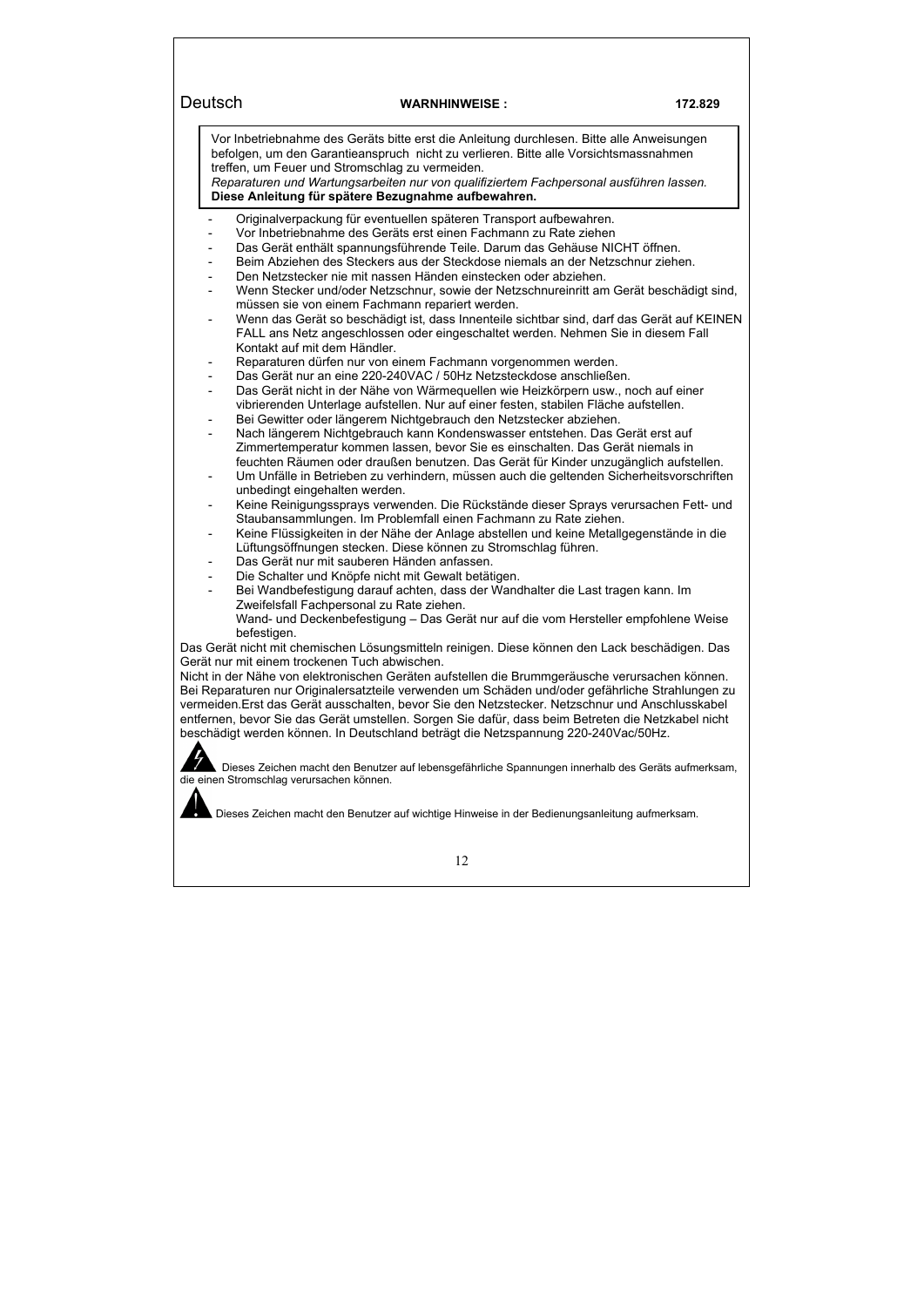Deutsch **WARNHINWEISE :** **172.829**

Vor Inbetriebnahme des Geräts bitte erst die Anleitung durchlesen. Bitte alle Anweisungen befolgen, um den Garantieanspruch nicht zu verlieren. Bitte alle Vorsichtsmassnahmen treffen, um Feuer und Stromschlag zu vermeiden.
*Reparaturen und Wartungsarbeiten nur von qualifiziertem Fachpersonal ausführen lassen.*
**Diese Anleitung für spätere Bezugnahme aufbewahren.**

- Originalverpackung für eventuellen späteren Transport aufbewahren.
- Vor Inbetriebnahme des Geräts erst einen Fachmann zu Rate ziehen
- Das Gerät enthält spannungsführende Teile. Darum das Gehäuse NICHT öffnen.
- Beim Abziehen des Steckers aus der Steckdose niemals an der Netzschnur ziehen.
- Den Netzstecker nie mit nassen Händen einstecken oder abziehen.
- Wenn Stecker und/oder Netzschnur, sowie der Netzschnureinritt am Gerät beschädigt sind, müssen sie von einem Fachmann repariert werden.
- Wenn das Gerät so beschädigt ist, dass Innenteile sichtbar sind, darf das Gerät auf KEINEN FALL ans Netz angeschlossen oder eingeschaltet werden. Nehmen Sie in diesem Fall Kontakt auf mit dem Händler.
- Reparaturen dürfen nur von einem Fachmann vorgenommen werden.
- Das Gerät nur an eine 220-240VAC / 50Hz Netzsteckdose anschließen.
- Das Gerät nicht in der Nähe von Wärmequellen wie Heizkörpern usw., noch auf einer vibrierenden Unterlage aufstellen. Nur auf einer festen, stabilen Fläche aufstellen.
- Bei Gewitter oder längerem Nichtgebrauch den Netzstecker abziehen.
- Nach längerem Nichtgebrauch kann Kondenswasser entstehen. Das Gerät erst auf Zimmertemperatur kommen lassen, bevor Sie es einschalten. Das Gerät niemals in feuchten Räumen oder draußen benutzen. Das Gerät für Kinder unzugänglich aufstellen.
- Um Unfälle in Betrieben zu verhindern, müssen auch die geltenden Sicherheitsvorschriften unbedingt eingehalten werden.
- Keine Reinigungssprays verwenden. Die Rückstände dieser Sprays verursachen Fett- und Staubansammlungen. Im Problemfall einen Fachmann zu Rate ziehen.
- Keine Flüssigkeiten in der Nähe der Anlage abstellen und keine Metallgegenstände in die Lüftungsöffnungen stecken. Diese können zu Stromschlag führen.
- Das Gerät nur mit sauberen Händen anfassen.
- Die Schalter und Knöpfe nicht mit Gewalt betätigen.
- Bei Wandbefestigung darauf achten, dass der Wandhalter die Last tragen kann. Im Zweifelsfall Fachpersonal zu Rate ziehen.
  Wand- und Deckenbefestigung – Das Gerät nur auf die vom Hersteller empfohlene Weise befestigen.

Das Gerät nicht mit chemischen Lösungsmitteln reinigen. Diese können den Lack beschädigen. Das Gerät nur mit einem trockenen Tuch abwischen.
Nicht in der Nähe von elektronischen Geräten aufstellen die Brummgeräusche verursachen können. Bei Reparaturen nur Originalersatzteile verwenden um Schäden und/oder gefährliche Strahlungen zu vermeiden.Erst das Gerät ausschalten, bevor Sie den Netzstecker. Netzschnur und Anschlusskabel entfernen, bevor Sie das Gerät umstellen. Sorgen Sie dafür, dass beim Betreten die Netzkabel nicht beschädigt werden können. In Deutschland beträgt die Netzspannung 220-240Vac/50Hz.

Dieses Zeichen macht den Benutzer auf lebensgefährliche Spannungen innerhalb des Geräts aufmerksam, die einen Stromschlag verursachen können.

Dieses Zeichen macht den Benutzer auf wichtige Hinweise in der Bedienungsanleitung aufmerksam.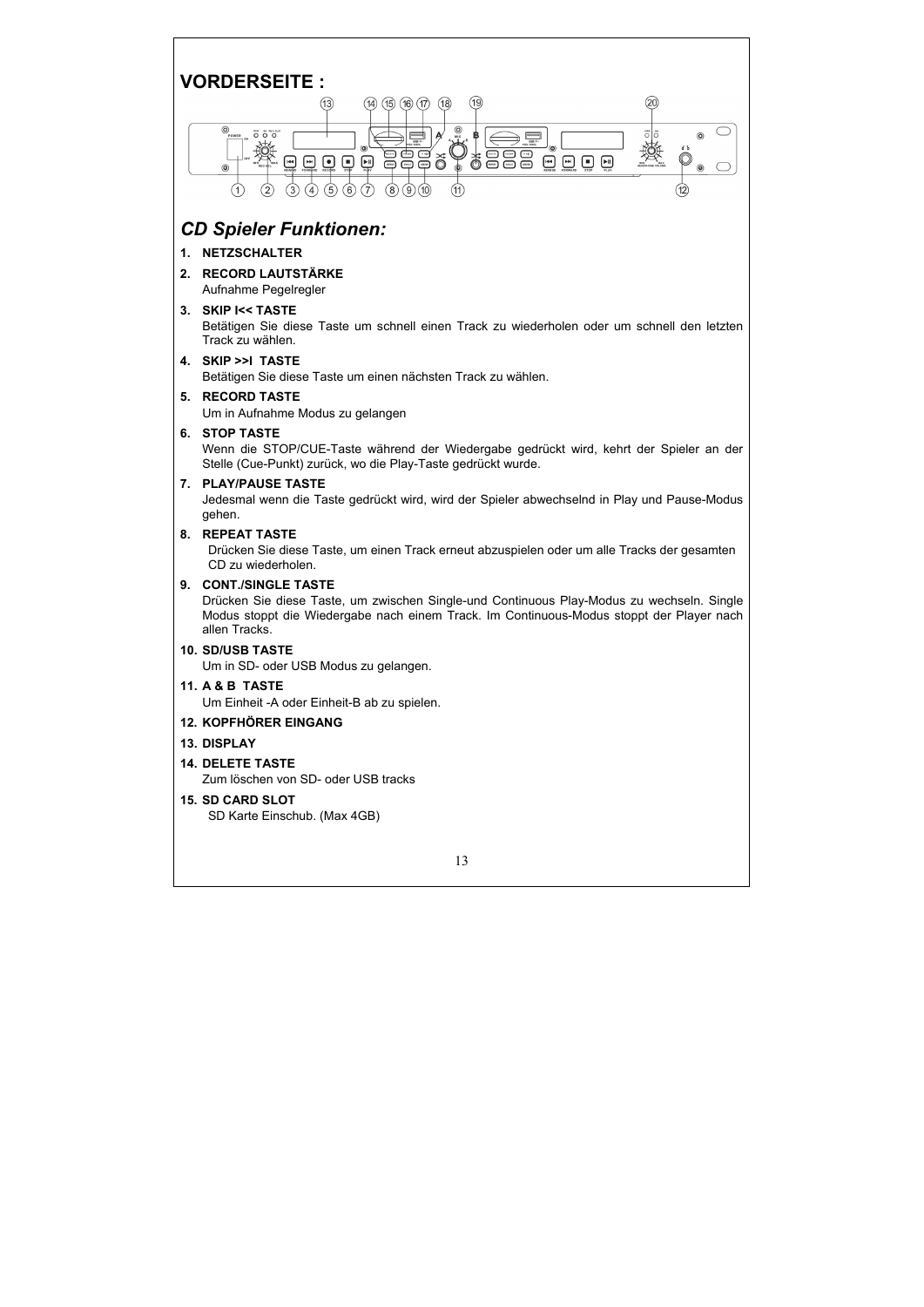# VORDERSEITE :

## *CD Spieler Funktionen:*

1. **NETZSCHALTER**
2. **RECORD LAUTSTÄRKE**
   Aufnahme Pegelregler
3. **SKIP I<< TASTE**
   Betätigen Sie diese Taste um schnell einen Track zu wiederholen oder um schnell den letzten Track zu wählen.
4. **SKIP >>I TASTE**
   Betätigen Sie diese Taste um einen nächsten Track zu wählen.
5. **RECORD TASTE**
   Um in Aufnahme Modus zu gelangen
6. **STOP TASTE**
   Wenn die STOP/CUE-Taste während der Wiedergabe gedrückt wird, kehrt der Spieler an der Stelle (Cue-Punkt) zurück, wo die Play-Taste gedrückt wurde.
7. **PLAY/PAUSE TASTE**
   Jedesmal wenn die Taste gedrückt wird, wird der Spieler abwechselnd in Play und Pause-Modus gehen.
8. **REPEAT TASTE**
   Drücken Sie diese Taste, um einen Track erneut abzuspielen oder um alle Tracks der gesamten CD zu wiederholen.
9. **CONT./SINGLE TASTE**
   Drücken Sie diese Taste, um zwischen Single-und Continuous Play-Modus zu wechseln. Single Modus stoppt die Wiedergabe nach einem Track. Im Continuous-Modus stoppt der Player nach allen Tracks.
10. **SD/USB TASTE**
    Um in SD- oder USB Modus zu gelangen.
11. **A & B TASTE**
    Um Einheit -A oder Einheit-B ab zu spielen.
12. **KOPFHÖRER EINGANG**
13. **DISPLAY**
14. **DELETE TASTE**
    Zum löschen von SD- oder USB tracks
15. **SD CARD SLOT**
    SD Karte Einschub. (Max 4GB)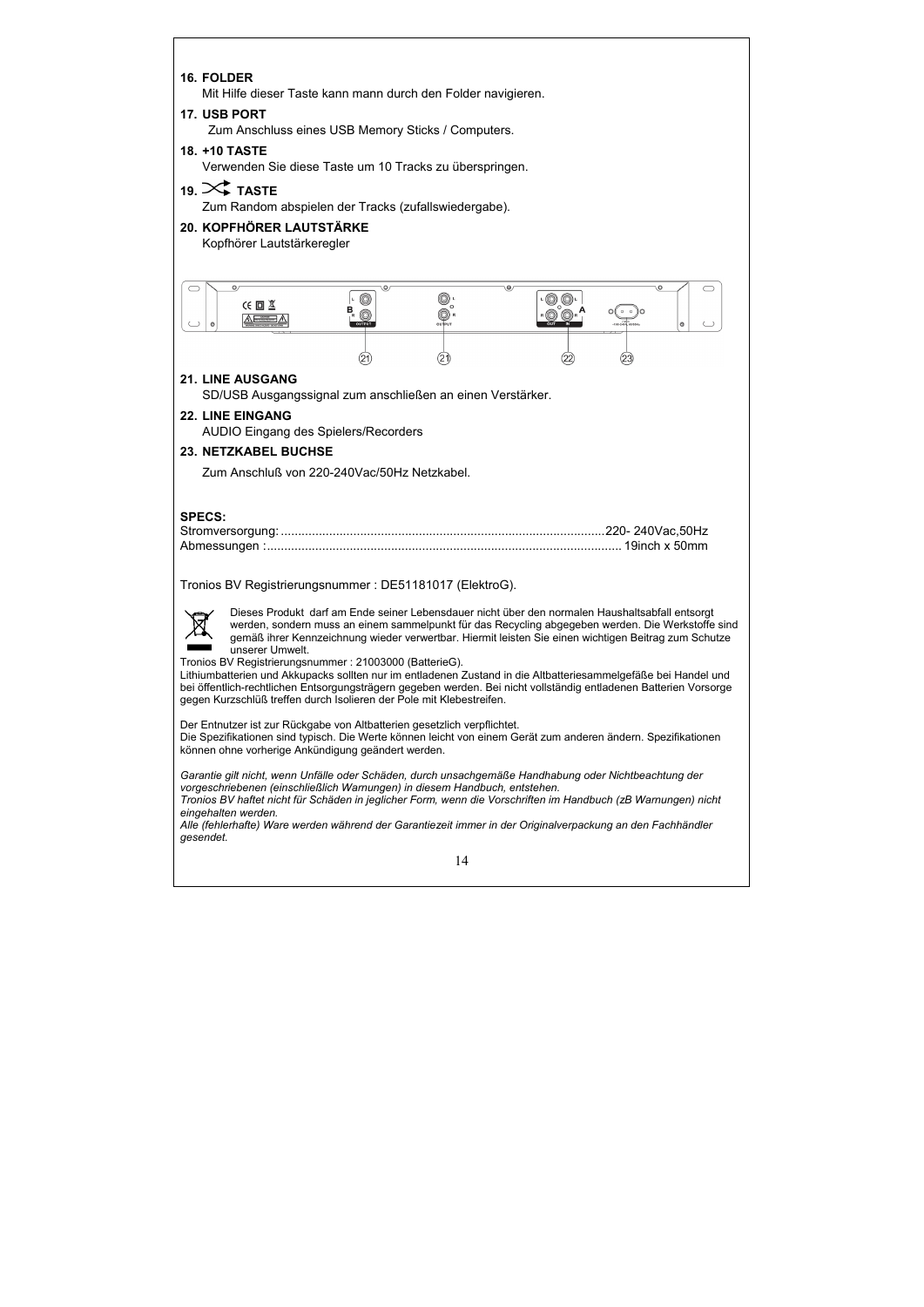**16. FOLDER**
Mit Hilfe dieser Taste kann mann durch den Folder navigieren.

**17. USB PORT**
Zum Anschluss eines USB Memory Sticks / Computers.

**18. +10 TASTE**
Verwenden Sie diese Taste um 10 Tracks zu überspringen.

**19. ⤨ TASTE**
Zum Random abspielen der Tracks (zufallswiedergabe).

**20. KOPFHÖRER LAUTSTÄRKE**
Kopfhörer Lautstärkeregler

**21. LINE AUSGANG**
SD/USB Ausgangssignal zum anschließen an einen Verstärker.

**22. LINE EINGANG**
AUDIO Eingang des Spielers/Recorders

**23. NETZKABEL BUCHSE**

Zum Anschluß von 220-240Vac/50Hz Netzkabel.

**SPECS:**

Stromversorgung: ............................................................................................220- 240Vac,50Hz
Abmessungen :...................................................................................................... 19inch x 50mm

Tronios BV Registrierungsnummer : DE51181017 (ElektroG).

Dieses Produkt darf am Ende seiner Lebensdauer nicht über den normalen Haushaltsabfall entsorgt werden, sondern muss an einem sammelpunkt für das Recycling abgegeben werden. Die Werkstoffe sind gemäß ihrer Kennzeichnung wieder verwertbar. Hiermit leisten Sie einen wichtigen Beitrag zum Schutze unserer Umwelt.

Tronios BV Registrierungsnummer : 21003000 (BatterieG).
Lithiumbatterien und Akkupacks sollten nur im entladenen Zustand in die Altbatteriesammelgefäße bei Handel und bei öffentlich-rechtlichen Entsorgungsträgern gegeben werden. Bei nicht vollständig entladenen Batterien Vorsorge gegen Kurzschlüß treffen durch Isolieren der Pole mit Klebestreifen.

Der Entnutzer ist zur Rückgabe von Altbatterien gesetzlich verpflichtet.
Die Spezifikationen sind typisch. Die Werte können leicht von einem Gerät zum anderen ändern. Spezifikationen können ohne vorherige Ankündigung geändert werden.

*Garantie gilt nicht, wenn Unfälle oder Schäden, durch unsachgemäße Handhabung oder Nichtbeachtung der vorgeschriebenen (einschließlich Warnungen) in diesem Handbuch, entstehen.*
*Tronios BV haftet nicht für Schäden in jeglicher Form, wenn die Vorschriften im Handbuch (zB Warnungen) nicht eingehalten werden.*
*Alle (fehlerhafte) Ware werden während der Garantiezeit immer in der Originalverpackung an den Fachhändler gesendet.*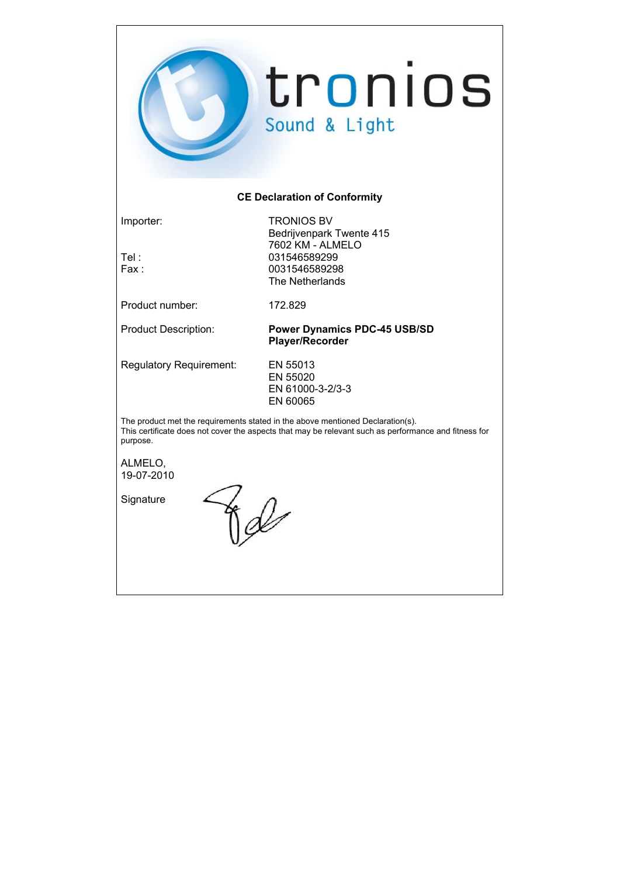tronios
Sound & Light

## CE Declaration of Conformity

| | |
|---|---|
| Importer: | TRONIOS BV<br>Bedrijvenpark Twente 415<br>7602 KM - ALMELO |
| Tel : | 031546589299 |
| Fax : | 0031546589298<br>The Netherlands |
| Product number: | 172.829 |
| Product Description: | **Power Dynamics PDC-45 USB/SD Player/Recorder** |
| Regulatory Requirement: | EN 55013<br>EN 55020<br>EN 61000-3-2/3-3<br>EN 60065 |

The product met the requirements stated in the above mentioned Declaration(s).
This certificate does not cover the aspects that may be relevant such as performance and fitness for purpose.

ALMELO,
19-07-2010

Signature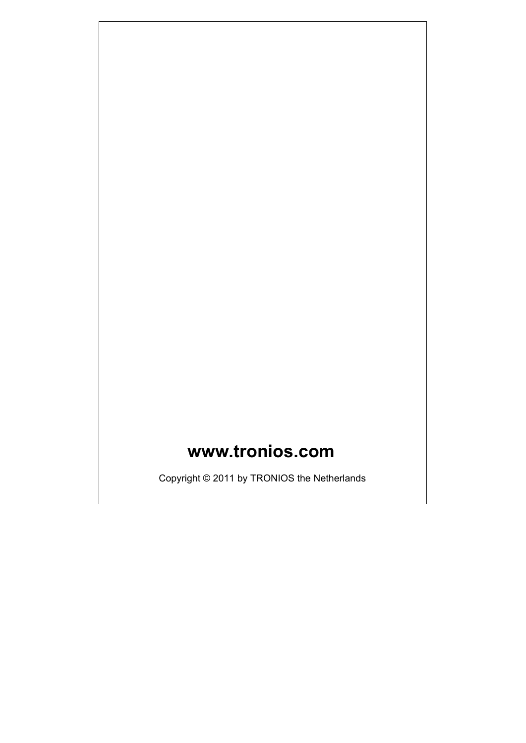**www.tronios.com**

Copyright © 2011 by TRONIOS the Netherlands